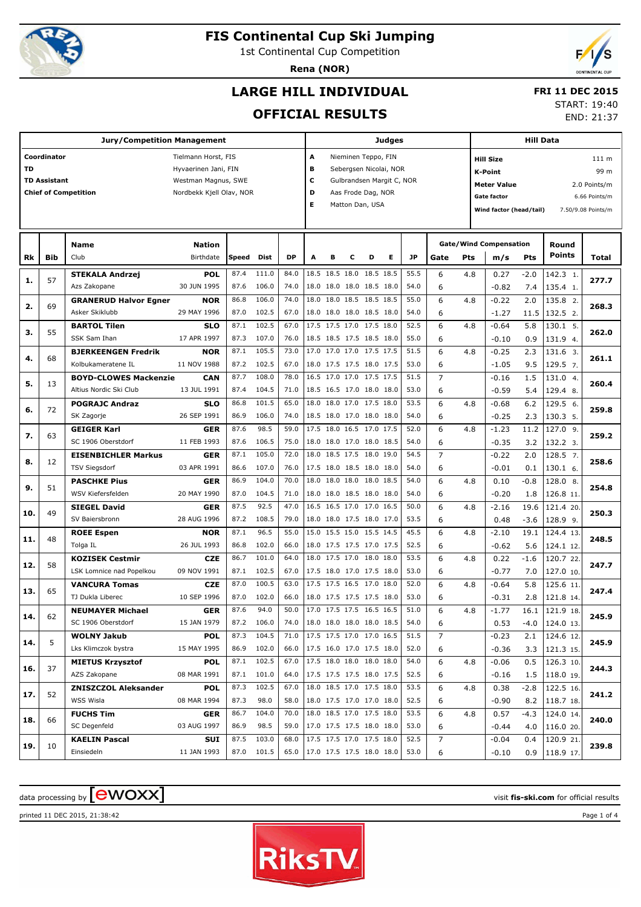# FIS Continental Cup Ski Jumping

1st Continental Cup Competition

**Rena (NOR)**

## LARGE HILL INDIVIDUAL

## OFFICIAL RESULTS

**FRI 11 DEC 2015**

START: 19:40

END: 21:37

| Jury/Competition Management | | Judges | | Hill Data | |
|---|---|---|---|---|---|
| **Coordinator** | Tielmann Horst, FIS | **A** | Nieminen Teppo, FIN | **Hill Size** | 111 m |
| **TD** | Hyvaerinen Jani, FIN | **B** | Sebergsen Nicolai, NOR | **K-Point** | 99 m |
| **TD Assistant** | Westman Magnus, SWE | **C** | Gulbrandsen Margit C, NOR | **Meter Value** | 2.0 Points/m |
| **Chief of Competition** | Nordbekk Kjell Olav, NOR | **D** | Aas Frode Dag, NOR | **Gate factor** | 6.66 Points/m |
| | | **E** | Matton Dan, USA | **Wind factor (head/tail)** | 7.50/9.08 Points/m |

| Rk | Bib | Name / Club | Nation / Birthdate | Speed | Dist | DP | A | B | C | D | E | JP | Gate | Pts | m/s | Pts | Round Points | Total |
|---|---|---|---|---|---|---|---|---|---|---|---|---|---|---|---|---|---|---|
| **1.** | 57 | **STEKALA Andrzej** | **POL** | 87.4 | 111.0 | 84.0 | 18.5 | 18.5 | 18.0 | 18.5 | 18.5 | 55.5 | 6 | 4.8 | 0.27 | -2.0 | 142.3 1. | **277.7** |
| | | Azs Zakopane | 30 JUN 1995 | 87.6 | 106.0 | 74.0 | 18.0 | 18.0 | 18.0 | 18.5 | 18.0 | 54.0 | 6 | | -0.82 | 7.4 | 135.4 1. | |
| **2.** | 69 | **GRANERUD Halvor Egner** | **NOR** | 86.8 | 106.0 | 74.0 | 18.0 | 18.0 | 18.5 | 18.5 | 18.5 | 55.0 | 6 | 4.8 | -0.22 | 2.0 | 135.8 2. | **268.3** |
| | | Asker Skiklubb | 29 MAY 1996 | 87.0 | 102.5 | 67.0 | 18.0 | 18.0 | 18.0 | 18.5 | 18.0 | 54.0 | 6 | | -1.27 | 11.5 | 132.5 2. | |
| **3.** | 55 | **BARTOL Tilen** | **SLO** | 87.1 | 102.5 | 67.0 | 17.5 | 17.5 | 17.0 | 17.5 | 18.0 | 52.5 | 6 | 4.8 | -0.64 | 5.8 | 130.1 5. | **262.0** |
| | | SSK Sam Ihan | 17 APR 1997 | 87.3 | 107.0 | 76.0 | 18.5 | 18.5 | 17.5 | 18.5 | 18.0 | 55.0 | 6 | | -0.10 | 0.9 | 131.9 4. | |
| **4.** | 68 | **BJERKEENGEN Fredrik** | **NOR** | 87.1 | 105.5 | 73.0 | 17.0 | 17.0 | 17.0 | 17.5 | 17.5 | 51.5 | 6 | 4.8 | -0.25 | 2.3 | 131.6 3. | **261.1** |
| | | Kolbukameratene IL | 11 NOV 1988 | 87.2 | 102.5 | 67.0 | 18.0 | 17.5 | 17.5 | 18.0 | 17.5 | 53.0 | 6 | | -1.05 | 9.5 | 129.5 7. | |
| **5.** | 13 | **BOYD-CLOWES Mackenzie** | **CAN** | 87.7 | 108.0 | 78.0 | 16.5 | 17.0 | 17.0 | 17.5 | 17.5 | 51.5 | 7 | | -0.16 | 1.5 | 131.0 4. | **260.4** |
| | | Altius Nordic Ski Club | 13 JUL 1991 | 87.4 | 104.5 | 71.0 | 18.5 | 16.5 | 17.0 | 18.0 | 18.0 | 53.0 | 6 | | -0.59 | 5.4 | 129.4 8. | |
| **6.** | 72 | **POGRAJC Andraz** | **SLO** | 86.8 | 101.5 | 65.0 | 18.0 | 18.0 | 17.0 | 17.5 | 18.0 | 53.5 | 6 | 4.8 | -0.68 | 6.2 | 129.5 6. | **259.8** |
| | | SK Zagorje | 26 SEP 1991 | 86.9 | 106.0 | 74.0 | 18.5 | 18.0 | 17.0 | 18.0 | 18.0 | 54.0 | 6 | | -0.25 | 2.3 | 130.3 5. | |
| **7.** | 63 | **GEIGER Karl** | **GER** | 87.6 | 98.5 | 59.0 | 17.5 | 18.0 | 16.5 | 17.0 | 17.5 | 52.0 | 6 | 4.8 | -1.23 | 11.2 | 127.0 9. | **259.2** |
| | | SC 1906 Oberstdorf | 11 FEB 1993 | 87.6 | 106.5 | 75.0 | 18.0 | 18.0 | 17.0 | 18.0 | 18.5 | 54.0 | 6 | | -0.35 | 3.2 | 132.2 3. | |
| **8.** | 12 | **EISENBICHLER Markus** | **GER** | 87.1 | 105.0 | 72.0 | 18.0 | 18.5 | 17.5 | 18.0 | 19.0 | 54.5 | 7 | | -0.22 | 2.0 | 128.5 7. | **258.6** |
| | | TSV Siegsdorf | 03 APR 1991 | 86.6 | 107.0 | 76.0 | 17.5 | 18.0 | 18.5 | 18.0 | 18.0 | 54.0 | 6 | | -0.01 | 0.1 | 130.1 6. | |
| **9.** | 51 | **PASCHKE Pius** | **GER** | 86.9 | 104.0 | 70.0 | 18.0 | 18.0 | 18.0 | 18.0 | 18.5 | 54.0 | 6 | 4.8 | 0.10 | -0.8 | 128.0 8. | **254.8** |
| | | WSV Kiefersfelden | 20 MAY 1990 | 87.0 | 104.5 | 71.0 | 18.0 | 18.0 | 18.5 | 18.0 | 18.0 | 54.0 | 6 | | -0.20 | 1.8 | 126.8 11. | |
| **10.** | 49 | **SIEGEL David** | **GER** | 87.5 | 92.5 | 47.0 | 16.5 | 16.5 | 17.0 | 17.0 | 16.5 | 50.0 | 6 | 4.8 | -2.16 | 19.6 | 121.4 20. | **250.3** |
| | | SV Baiersbronn | 28 AUG 1996 | 87.2 | 108.5 | 79.0 | 18.0 | 18.0 | 17.5 | 18.0 | 17.0 | 53.5 | 6 | | 0.48 | -3.6 | 128.9 9. | |
| **11.** | 48 | **ROEE Espen** | **NOR** | 87.1 | 96.5 | 55.0 | 15.0 | 15.5 | 15.0 | 15.5 | 14.5 | 45.5 | 6 | 4.8 | -2.10 | 19.1 | 124.4 13. | **248.5** |
| | | Tolga IL | 26 JUL 1993 | 86.8 | 102.0 | 66.0 | 18.0 | 17.5 | 17.5 | 17.0 | 17.5 | 52.5 | 6 | | -0.62 | 5.6 | 124.1 12. | |
| **12.** | 58 | **KOZISEK Cestmir** | **CZE** | 86.7 | 101.0 | 64.0 | 18.0 | 17.5 | 17.0 | 18.0 | 18.0 | 53.5 | 6 | 4.8 | 0.22 | -1.6 | 120.7 22. | **247.7** |
| | | LSK Lomnice nad Popelkou | 09 NOV 1991 | 87.1 | 102.5 | 67.0 | 17.5 | 18.0 | 17.0 | 17.5 | 18.0 | 53.0 | 6 | | -0.77 | 7.0 | 127.0 10. | |
| **13.** | 65 | **VANCURA Tomas** | **CZE** | 87.0 | 100.5 | 63.0 | 17.5 | 17.5 | 16.5 | 17.0 | 18.0 | 52.0 | 6 | 4.8 | -0.64 | 5.8 | 125.6 11. | **247.4** |
| | | TJ Dukla Liberec | 10 SEP 1996 | 87.0 | 102.0 | 66.0 | 18.0 | 17.5 | 17.5 | 17.5 | 18.0 | 53.0 | 6 | | -0.31 | 2.8 | 121.8 14. | |
| **14.** | 62 | **NEUMAYER Michael** | **GER** | 87.6 | 94.0 | 50.0 | 17.0 | 17.5 | 17.5 | 16.5 | 16.5 | 51.0 | 6 | 4.8 | -1.77 | 16.1 | 121.9 18. | **245.9** |
| | | SC 1906 Oberstdorf | 15 JAN 1979 | 87.2 | 106.0 | 74.0 | 18.0 | 18.0 | 18.0 | 18.0 | 18.5 | 54.0 | 6 | | 0.53 | -4.0 | 124.0 13. | |
| **14.** | 5 | **WOLNY Jakub** | **POL** | 87.3 | 104.5 | 71.0 | 17.5 | 17.5 | 17.0 | 17.0 | 16.5 | 51.5 | 7 | | -0.23 | 2.1 | 124.6 12. | **245.9** |
| | | Lks Klimczok bystra | 15 MAY 1995 | 86.9 | 102.0 | 66.0 | 17.5 | 16.0 | 17.0 | 17.5 | 18.0 | 52.0 | 6 | | -0.36 | 3.3 | 121.3 15. | |
| **16.** | 37 | **MIETUS Krzysztof** | **POL** | 87.1 | 102.5 | 67.0 | 17.5 | 18.0 | 18.0 | 18.0 | 18.0 | 54.0 | 6 | 4.8 | -0.06 | 0.5 | 126.3 10. | **244.3** |
| | | AZS Zakopane | 08 MAR 1991 | 87.1 | 101.0 | 64.0 | 17.5 | 17.5 | 17.5 | 18.0 | 17.5 | 52.5 | 6 | | -0.16 | 1.5 | 118.0 19. | |
| **17.** | 52 | **ZNISZCZOL Aleksander** | **POL** | 87.3 | 102.5 | 67.0 | 18.0 | 18.5 | 17.0 | 17.5 | 18.0 | 53.5 | 6 | 4.8 | 0.38 | -2.8 | 122.5 16. | **241.2** |
| | | WSS Wisla | 08 MAR 1994 | 87.3 | 98.0 | 58.0 | 18.0 | 17.5 | 17.0 | 17.0 | 18.0 | 52.5 | 6 | | -0.90 | 8.2 | 118.7 18. | |
| **18.** | 66 | **FUCHS Tim** | **GER** | 86.7 | 104.0 | 70.0 | 18.0 | 18.5 | 17.0 | 17.5 | 18.0 | 53.5 | 6 | 4.8 | 0.57 | -4.3 | 124.0 14. | **240.0** |
| | | SC Degenfeld | 03 AUG 1997 | 86.9 | 98.5 | 59.0 | 17.0 | 17.5 | 17.5 | 18.0 | 18.0 | 53.0 | 6 | | -0.44 | 4.0 | 116.0 20. | |
| **19.** | 10 | **KAELIN Pascal** | **SUI** | 87.5 | 103.0 | 68.0 | 17.5 | 17.5 | 17.0 | 17.5 | 18.0 | 52.5 | 7 | | -0.04 | 0.4 | 120.9 21. | **239.8** |
| | | Einsiedeln | 11 JAN 1993 | 87.0 | 101.5 | 65.0 | 17.0 | 17.5 | 17.5 | 18.0 | 18.0 | 53.0 | 6 | | -0.10 | 0.9 | 118.9 17. | |

data processing by ewoxx — visit **fis-ski.com** for official results

printed 11 DEC 2015, 21:38:42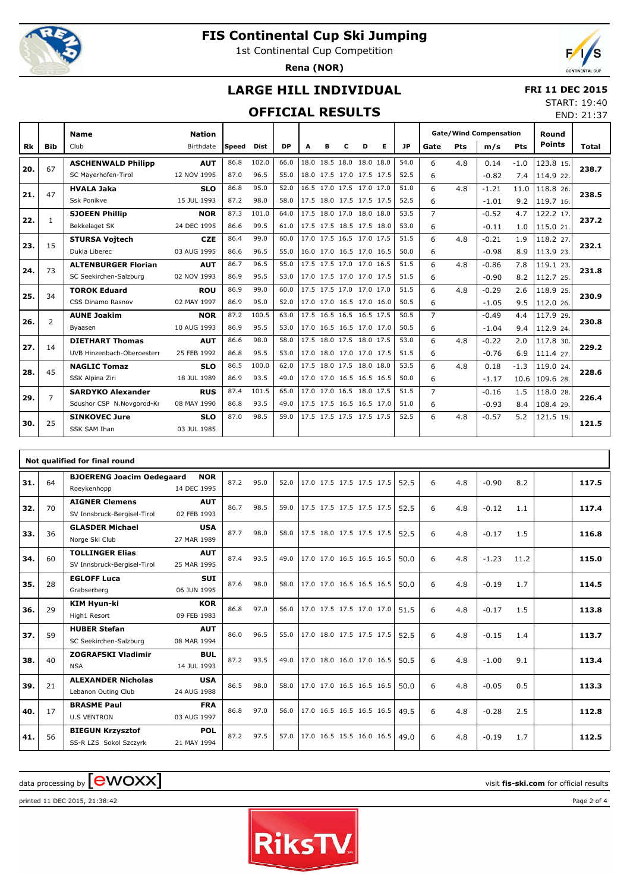# FIS Continental Cup Ski Jumping

1st Continental Cup Competition

**Rena (NOR)**

## LARGE HILL INDIVIDUAL

**FRI 11 DEC 2015**

START: 19:40

END: 21:37

## OFFICIAL RESULTS

| Rk | Bib | Name / Club | Nation / Birthdate | Speed | Dist | DP | A | B | C | D | E | JP | Gate | Pts | m/s | Pts | Round Points | Total |
|---|---|---|---|---|---|---|---|---|---|---|---|---|---|---|---|---|---|---|
| 20. | 67 | **ASCHENWALD Philipp** | **AUT** | 86.8 | 102.0 | 66.0 | 18.0 | 18.5 | 18.0 | 18.0 | 18.0 | 54.0 | 6 | 4.8 | 0.14 | -1.0 | 123.8 15. | **238.7** |
| | | SC Mayerhofen-Tirol | 12 NOV 1995 | 87.0 | 96.5 | 55.0 | 18.0 | 17.5 | 17.0 | 17.5 | 17.5 | 52.5 | 6 | | -0.82 | 7.4 | 114.9 22. | |
| 21. | 47 | **HVALA Jaka** | **SLO** | 86.8 | 95.0 | 52.0 | 16.5 | 17.0 | 17.5 | 17.0 | 17.0 | 51.0 | 6 | 4.8 | -1.21 | 11.0 | 118.8 26. | **238.5** |
| | | Ssk Ponikve | 15 JUL 1993 | 87.2 | 98.0 | 58.0 | 17.5 | 18.0 | 17.5 | 17.5 | 17.5 | 52.5 | 6 | | -1.01 | 9.2 | 119.7 16. | |
| 22. | 1 | **SJOEEN Phillip** | **NOR** | 87.3 | 101.0 | 64.0 | 17.5 | 18.0 | 17.0 | 18.0 | 18.0 | 53.5 | 7 | | -0.52 | 4.7 | 122.2 17. | **237.2** |
| | | Bekkelaget SK | 24 DEC 1995 | 86.6 | 99.5 | 61.0 | 17.5 | 17.5 | 18.5 | 17.5 | 18.0 | 53.0 | 6 | | -0.11 | 1.0 | 115.0 21. | |
| 23. | 15 | **STURSA Vojtech** | **CZE** | 86.4 | 99.0 | 60.0 | 17.0 | 17.5 | 16.5 | 17.0 | 17.5 | 51.5 | 6 | 4.8 | -0.21 | 1.9 | 118.2 27. | **232.1** |
| | | Dukla Liberec | 03 AUG 1995 | 86.6 | 96.5 | 55.0 | 16.0 | 17.0 | 16.5 | 17.0 | 16.5 | 50.0 | 6 | | -0.98 | 8.9 | 113.9 23. | |
| 24. | 73 | **ALTENBURGER Florian** | **AUT** | 86.7 | 96.5 | 55.0 | 17.5 | 17.5 | 17.0 | 17.0 | 16.5 | 51.5 | 6 | 4.8 | -0.86 | 7.8 | 119.1 23. | **231.8** |
| | | SC Seekirchen-Salzburg | 02 NOV 1993 | 86.9 | 95.5 | 53.0 | 17.0 | 17.5 | 17.0 | 17.0 | 17.5 | 51.5 | 6 | | -0.90 | 8.2 | 112.7 25. | |
| 25. | 34 | **TOROK Eduard** | **ROU** | 86.9 | 99.0 | 60.0 | 17.5 | 17.5 | 17.0 | 17.0 | 17.0 | 51.5 | 6 | 4.8 | -0.29 | 2.6 | 118.9 25. | **230.9** |
| | | CSS Dinamo Rasnov | 02 MAY 1997 | 86.9 | 95.0 | 52.0 | 17.0 | 17.0 | 16.5 | 17.0 | 16.0 | 50.5 | 6 | | -1.05 | 9.5 | 112.0 26. | |
| 26. | 2 | **AUNE Joakim** | **NOR** | 87.2 | 100.5 | 63.0 | 17.5 | 16.5 | 16.5 | 16.5 | 17.5 | 50.5 | 7 | | -0.49 | 4.4 | 117.9 29. | **230.8** |
| | | Byaasen | 10 AUG 1993 | 86.9 | 95.5 | 53.0 | 17.0 | 16.5 | 16.5 | 17.0 | 17.0 | 50.5 | 6 | | -1.04 | 9.4 | 112.9 24. | |
| 27. | 14 | **DIETHART Thomas** | **AUT** | 86.6 | 98.0 | 58.0 | 17.5 | 18.0 | 17.5 | 18.0 | 17.5 | 53.0 | 6 | 4.8 | -0.22 | 2.0 | 117.8 30. | **229.2** |
| | | UVB Hinzenbach-Oberoesterr | 25 FEB 1992 | 86.8 | 95.5 | 53.0 | 17.0 | 18.0 | 17.0 | 17.0 | 17.5 | 51.5 | 6 | | -0.76 | 6.9 | 111.4 27. | |
| 28. | 45 | **NAGLIC Tomaz** | **SLO** | 86.5 | 100.0 | 62.0 | 17.5 | 18.0 | 17.5 | 18.0 | 18.0 | 53.5 | 6 | 4.8 | 0.18 | -1.3 | 119.0 24. | **228.6** |
| | | SSK Alpina Ziri | 18 JUL 1989 | 86.9 | 93.5 | 49.0 | 17.0 | 17.0 | 16.5 | 16.5 | 16.5 | 50.0 | 6 | | -1.17 | 10.6 | 109.6 28. | |
| 29. | 7 | **SARDYKO Alexander** | **RUS** | 87.4 | 101.5 | 65.0 | 17.0 | 17.0 | 16.5 | 18.0 | 17.5 | 51.5 | 7 | | -0.16 | 1.5 | 118.0 28. | **226.4** |
| | | Sdushor CSP N.Novgorod-Kr | 08 MAY 1990 | 86.8 | 93.5 | 49.0 | 17.5 | 17.5 | 16.5 | 16.5 | 17.0 | 51.0 | 6 | | -0.93 | 8.4 | 108.4 29. | |
| 30. | 25 | **SINKOVEC Jure** | **SLO** | 87.0 | 98.5 | 59.0 | 17.5 | 17.5 | 17.5 | 17.5 | 17.5 | 52.5 | 6 | 4.8 | -0.57 | 5.2 | 121.5 19. | **121.5** |
| | | SSK SAM Ihan | 03 JUL 1985 | | | | | | | | | | | | | | | |

### Not qualified for final round

| Rk | Bib | Name / Club | Nation / Birthdate | Speed | Dist | DP | A | B | C | D | E | JP | Gate | Pts | m/s | Pts | Round Points | Total |
|---|---|---|---|---|---|---|---|---|---|---|---|---|---|---|---|---|---|---|
| 31. | 64 | **BJOERENG Joacim Oedegaard** / Roeykenhopp | **NOR** / 14 DEC 1995 | 87.2 | 95.0 | 52.0 | 17.0 | 17.5 | 17.5 | 17.5 | 17.5 | 52.5 | 6 | 4.8 | -0.90 | 8.2 | | **117.5** |
| 32. | 70 | **AIGNER Clemens** / SV Innsbruck-Bergisel-Tirol | **AUT** / 02 FEB 1993 | 86.7 | 98.5 | 59.0 | 17.5 | 17.5 | 17.5 | 17.5 | 17.5 | 52.5 | 6 | 4.8 | -0.12 | 1.1 | | **117.4** |
| 33. | 36 | **GLASDER Michael** / Norge Ski Club | **USA** / 27 MAR 1989 | 87.7 | 98.0 | 58.0 | 17.5 | 18.0 | 17.5 | 17.5 | 17.5 | 52.5 | 6 | 4.8 | -0.17 | 1.5 | | **116.8** |
| 34. | 60 | **TOLLINGER Elias** / SV Innsbruck-Bergisel-Tirol | **AUT** / 25 MAR 1995 | 87.4 | 93.5 | 49.0 | 17.0 | 17.0 | 16.5 | 16.5 | 16.5 | 50.0 | 6 | 4.8 | -1.23 | 11.2 | | **115.0** |
| 35. | 28 | **EGLOFF Luca** / Grabserberg | **SUI** / 06 JUN 1995 | 87.6 | 98.0 | 58.0 | 17.0 | 17.0 | 16.5 | 16.5 | 16.5 | 50.0 | 6 | 4.8 | -0.19 | 1.7 | | **114.5** |
| 36. | 29 | **KIM Hyun-ki** / High1 Resort | **KOR** / 09 FEB 1983 | 86.8 | 97.0 | 56.0 | 17.0 | 17.5 | 17.5 | 17.0 | 17.0 | 51.5 | 6 | 4.8 | -0.17 | 1.5 | | **113.8** |
| 37. | 59 | **HUBER Stefan** / SC Seekirchen-Salzburg | **AUT** / 08 MAR 1994 | 86.0 | 96.5 | 55.0 | 17.0 | 18.0 | 17.5 | 17.5 | 17.5 | 52.5 | 6 | 4.8 | -0.15 | 1.4 | | **113.7** |
| 38. | 40 | **ZOGRAFSKI Vladimir** / NSA | **BUL** / 14 JUL 1993 | 87.2 | 93.5 | 49.0 | 17.0 | 18.0 | 16.0 | 17.0 | 16.5 | 50.5 | 6 | 4.8 | -1.00 | 9.1 | | **113.4** |
| 39. | 21 | **ALEXANDER Nicholas** / Lebanon Outing Club | **USA** / 24 AUG 1988 | 86.5 | 98.0 | 58.0 | 17.0 | 17.0 | 16.5 | 16.5 | 16.5 | 50.0 | 6 | 4.8 | -0.05 | 0.5 | | **113.3** |
| 40. | 17 | **BRASME Paul** / U.S VENTRON | **FRA** / 03 AUG 1997 | 86.8 | 97.0 | 56.0 | 17.0 | 16.5 | 16.5 | 16.5 | 16.5 | 49.5 | 6 | 4.8 | -0.28 | 2.5 | | **112.8** |
| 41. | 56 | **BIEGUN Krzysztof** / SS-R LZS Sokol Szczyrk | **POL** / 21 MAY 1994 | 87.2 | 97.5 | 57.0 | 17.0 | 16.5 | 15.5 | 16.0 | 16.5 | 49.0 | 6 | 4.8 | -0.19 | 1.7 | | **112.5** |

data processing by ewoxx — visit **fis-ski.com** for official results

printed 11 DEC 2015, 21:38:42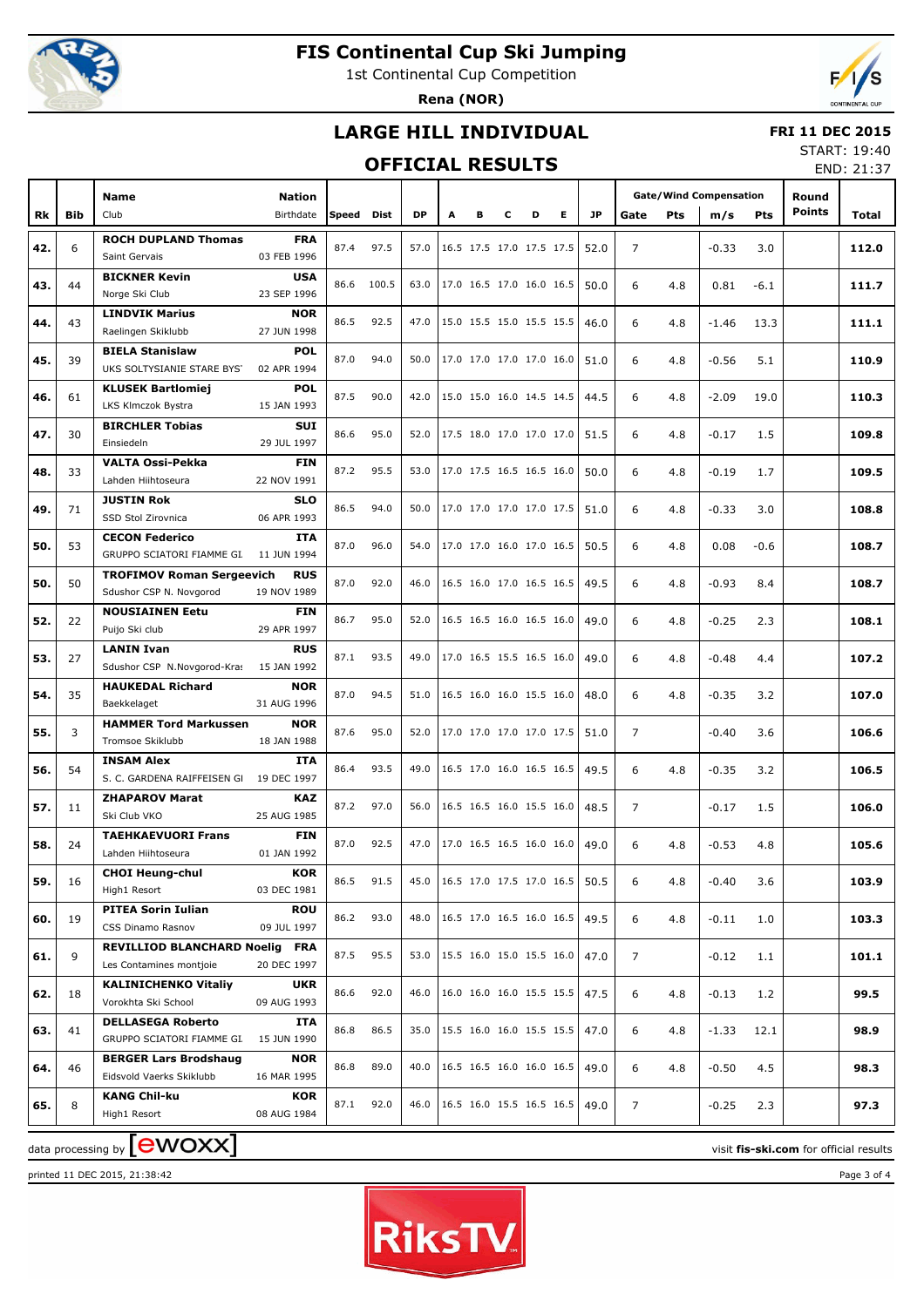# FIS Continental Cup Ski Jumping

1st Continental Cup Competition

**Rena (NOR)**

## LARGE HILL INDIVIDUAL

## OFFICIAL RESULTS

**FRI 11 DEC 2015**

START: 19:40

END: 21:37

| Rk | Bib | Name / Club | Nation / Birthdate | Speed | Dist | DP | A | B | C | D | E | JP | Gate | Gate Pts | Wind m/s | Wind Pts | Round Points | Total |
|---|---|---|---|---|---|---|---|---|---|---|---|---|---|---|---|---|---|---|
| 42. | 6 | **ROCH DUPLAND Thomas** Saint Gervais | **FRA** 03 FEB 1996 | 87.4 | 97.5 | 57.0 | 16.5 | 17.5 | 17.0 | 17.5 | 17.5 | 52.0 | 7 | | -0.33 | 3.0 | | **112.0** |
| 43. | 44 | **BICKNER Kevin** Norge Ski Club | **USA** 23 SEP 1996 | 86.6 | 100.5 | 63.0 | 17.0 | 16.5 | 17.0 | 16.0 | 16.5 | 50.0 | 6 | 4.8 | 0.81 | -6.1 | | **111.7** |
| 44. | 43 | **LINDVIK Marius** Raelingen Skiklubb | **NOR** 27 JUN 1998 | 86.5 | 92.5 | 47.0 | 15.0 | 15.5 | 15.0 | 15.5 | 15.5 | 46.0 | 6 | 4.8 | -1.46 | 13.3 | | **111.1** |
| 45. | 39 | **BIELA Stanislaw** UKS SOLTYSIANIE STARE BYST | **POL** 02 APR 1994 | 87.0 | 94.0 | 50.0 | 17.0 | 17.0 | 17.0 | 17.0 | 16.0 | 51.0 | 6 | 4.8 | -0.56 | 5.1 | | **110.9** |
| 46. | 61 | **KLUSEK Bartlomiej** LKS Klmczok Bystra | **POL** 15 JAN 1993 | 87.5 | 90.0 | 42.0 | 15.0 | 15.0 | 16.0 | 14.5 | 14.5 | 44.5 | 6 | 4.8 | -2.09 | 19.0 | | **110.3** |
| 47. | 30 | **BIRCHLER Tobias** Einsiedeln | **SUI** 29 JUL 1997 | 86.6 | 95.0 | 52.0 | 17.5 | 18.0 | 17.0 | 17.0 | 17.0 | 51.5 | 6 | 4.8 | -0.17 | 1.5 | | **109.8** |
| 48. | 33 | **VALTA Ossi-Pekka** Lahden Hiihtoseura | **FIN** 22 NOV 1991 | 87.2 | 95.5 | 53.0 | 17.0 | 17.5 | 16.5 | 16.5 | 16.0 | 50.0 | 6 | 4.8 | -0.19 | 1.7 | | **109.5** |
| 49. | 71 | **JUSTIN Rok** SSD Stol Zirovnica | **SLO** 06 APR 1993 | 86.5 | 94.0 | 50.0 | 17.0 | 17.0 | 17.0 | 17.0 | 17.5 | 51.0 | 6 | 4.8 | -0.33 | 3.0 | | **108.8** |
| 50. | 53 | **CECON Federico** GRUPPO SCIATORI FIAMME GI. | **ITA** 11 JUN 1994 | 87.0 | 96.0 | 54.0 | 17.0 | 17.0 | 16.0 | 17.0 | 16.5 | 50.5 | 6 | 4.8 | 0.08 | -0.6 | | **108.7** |
| 50. | 50 | **TROFIMOV Roman Sergeevich** Sdushor CSP N. Novgorod | **RUS** 19 NOV 1989 | 87.0 | 92.0 | 46.0 | 16.5 | 16.0 | 17.0 | 16.5 | 16.5 | 49.5 | 6 | 4.8 | -0.93 | 8.4 | | **108.7** |
| 52. | 22 | **NOUSIAINEN Eetu** Puijo Ski club | **FIN** 29 APR 1997 | 86.7 | 95.0 | 52.0 | 16.5 | 16.5 | 16.0 | 16.5 | 16.0 | 49.0 | 6 | 4.8 | -0.25 | 2.3 | | **108.1** |
| 53. | 27 | **LANIN Ivan** Sdushor CSP N.Novgorod-Kras | **RUS** 15 JAN 1992 | 87.1 | 93.5 | 49.0 | 17.0 | 16.5 | 15.5 | 16.5 | 16.0 | 49.0 | 6 | 4.8 | -0.48 | 4.4 | | **107.2** |
| 54. | 35 | **HAUKEDAL Richard** Baekkelaget | **NOR** 31 AUG 1996 | 87.0 | 94.5 | 51.0 | 16.5 | 16.0 | 16.0 | 15.5 | 16.0 | 48.0 | 6 | 4.8 | -0.35 | 3.2 | | **107.0** |
| 55. | 3 | **HAMMER Tord Markussen** Tromsoe Skiklubb | **NOR** 18 JAN 1988 | 87.6 | 95.0 | 52.0 | 17.0 | 17.0 | 17.0 | 17.0 | 17.5 | 51.0 | 7 | | -0.40 | 3.6 | | **106.6** |
| 56. | 54 | **INSAM Alex** S. C. GARDENA RAIFFEISEN GI | **ITA** 19 DEC 1997 | 86.4 | 93.5 | 49.0 | 16.5 | 17.0 | 16.0 | 16.5 | 16.5 | 49.5 | 6 | 4.8 | -0.35 | 3.2 | | **106.5** |
| 57. | 11 | **ZHAPAROV Marat** Ski Club VKO | **KAZ** 25 AUG 1985 | 87.2 | 97.0 | 56.0 | 16.5 | 16.5 | 16.0 | 15.5 | 16.0 | 48.5 | 7 | | -0.17 | 1.5 | | **106.0** |
| 58. | 24 | **TAEHKAEVUORI Frans** Lahden Hiihtoseura | **FIN** 01 JAN 1992 | 87.0 | 92.5 | 47.0 | 17.0 | 16.5 | 16.5 | 16.0 | 16.0 | 49.0 | 6 | 4.8 | -0.53 | 4.8 | | **105.6** |
| 59. | 16 | **CHOI Heung-chul** High1 Resort | **KOR** 03 DEC 1981 | 86.5 | 91.5 | 45.0 | 16.5 | 17.0 | 17.5 | 17.0 | 16.5 | 50.5 | 6 | 4.8 | -0.40 | 3.6 | | **103.9** |
| 60. | 19 | **PITEA Sorin Iulian** CSS Dinamo Rasnov | **ROU** 09 JUL 1997 | 86.2 | 93.0 | 48.0 | 16.5 | 17.0 | 16.5 | 16.0 | 16.5 | 49.5 | 6 | 4.8 | -0.11 | 1.0 | | **103.3** |
| 61. | 9 | **REVILLIOD BLANCHARD Noelig** Les Contamines montjoie | **FRA** 20 DEC 1997 | 87.5 | 95.5 | 53.0 | 15.5 | 16.0 | 15.0 | 15.5 | 16.0 | 47.0 | 7 | | -0.12 | 1.1 | | **101.1** |
| 62. | 18 | **KALINICHENKO Vitaliy** Vorokhta Ski School | **UKR** 09 AUG 1993 | 86.6 | 92.0 | 46.0 | 16.0 | 16.0 | 16.0 | 15.5 | 15.5 | 47.5 | 6 | 4.8 | -0.13 | 1.2 | | **99.5** |
| 63. | 41 | **DELLASEGA Roberto** GRUPPO SCIATORI FIAMME GI. | **ITA** 15 JUN 1990 | 86.8 | 86.5 | 35.0 | 15.5 | 16.0 | 16.0 | 15.5 | 15.5 | 47.0 | 6 | 4.8 | -1.33 | 12.1 | | **98.9** |
| 64. | 46 | **BERGER Lars Brodshaug** Eidsvold Vaerks Skiklubb | **NOR** 16 MAR 1995 | 86.8 | 89.0 | 40.0 | 16.5 | 16.5 | 16.0 | 16.0 | 16.5 | 49.0 | 6 | 4.8 | -0.50 | 4.5 | | **98.3** |
| 65. | 8 | **KANG Chil-ku** High1 Resort | **KOR** 08 AUG 1984 | 87.1 | 92.0 | 46.0 | 16.5 | 16.0 | 15.5 | 16.5 | 16.5 | 49.0 | 7 | | -0.25 | 2.3 | | **97.3** |

data processing by ewoxx — visit **fis-ski.com** for official results

printed 11 DEC 2015, 21:38:42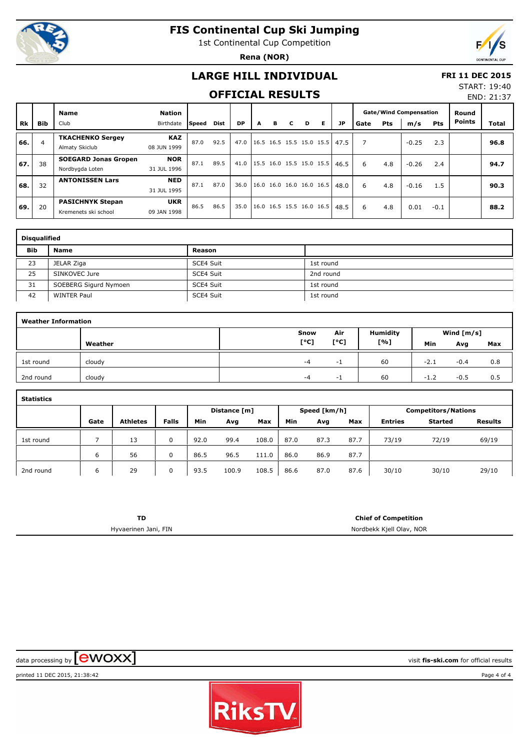# FIS Continental Cup Ski Jumping

1st Continental Cup Competition

**Rena (NOR)**

## LARGE HILL INDIVIDUAL

**FRI 11 DEC 2015**

START: 19:40

END: 21:37

## OFFICIAL RESULTS

| Rk | Bib | Name / Club | Nation / Birthdate | Speed | Dist | DP | A | B | C | D | E | JP | Gate | Pts | m/s | Pts | Round Points | Total |
|---|---|---|---|---|---|---|---|---|---|---|---|---|---|---|---|---|---|---|
| | | | | | | | | | | | | | Gate/Wind Compensation | | | | | |
| 66. | 4 | **TKACHENKO Sergey** Almaty Skiclub | **KAZ** 08 JUN 1999 | 87.0 | 92.5 | 47.0 | 16.5 | 16.5 | 15.5 | 15.0 | 15.5 | 47.5 | 7 | | -0.25 | 2.3 | | **96.8** |
| 67. | 38 | **SOEGARD Jonas Gropen** Nordbygda Loten | **NOR** 31 JUL 1996 | 87.1 | 89.5 | 41.0 | 15.5 | 16.0 | 15.5 | 15.0 | 15.5 | 46.5 | 6 | 4.8 | -0.26 | 2.4 | | **94.7** |
| 68. | 32 | **ANTONISSEN Lars** | **NED** 31 JUL 1995 | 87.1 | 87.0 | 36.0 | 16.0 | 16.0 | 16.0 | 16.0 | 16.5 | 48.0 | 6 | 4.8 | -0.16 | 1.5 | | **90.3** |
| 69. | 20 | **PASICHNYK Stepan** Kremenets ski school | **UKR** 09 JAN 1998 | 86.5 | 86.5 | 35.0 | 16.0 | 16.5 | 15.5 | 16.0 | 16.5 | 48.5 | 6 | 4.8 | 0.01 | -0.1 | | **88.2** |

### Disqualified

| Bib | Name | Reason | |
|---|---|---|---|
| 23 | JELAR Ziga | SCE4 Suit | 1st round |
| 25 | SINKOVEC Jure | SCE4 Suit | 2nd round |
| 31 | SOEBERG Sigurd Nymoen | SCE4 Suit | 1st round |
| 42 | WINTER Paul | SCE4 Suit | 1st round |

### Weather Information

| | Weather | Snow [°C] | Air [°C] | Humidity [%] | Wind [m/s] Min | Avg | Max |
|---|---|---|---|---|---|---|---|
| 1st round | cloudy | -4 | -1 | 60 | -2.1 | -0.4 | 0.8 |
| 2nd round | cloudy | -4 | -1 | 60 | -1.2 | -0.5 | 0.5 |

### Statistics

| | Gate | Athletes | Falls | Distance [m] Min | Avg | Max | Speed [km/h] Min | Avg | Max | Competitors/Nations Entries | Started | Results |
|---|---|---|---|---|---|---|---|---|---|---|---|---|
| 1st round | 7 | 13 | 0 | 92.0 | 99.4 | 108.0 | 87.0 | 87.3 | 87.7 | 73/19 | 72/19 | 69/19 |
| | 6 | 56 | 0 | 86.5 | 96.5 | 111.0 | 86.0 | 86.9 | 87.7 | | | |
| 2nd round | 6 | 29 | 0 | 93.5 | 100.9 | 108.5 | 86.6 | 87.0 | 87.6 | 30/10 | 30/10 | 29/10 |

**TD**
Hyvaerinen Jani, FIN

**Chief of Competition**
Nordbekk Kjell Olav, NOR

data processing by ewoxx

visit fis-ski.com for official results

printed 11 DEC 2015, 21:38:42